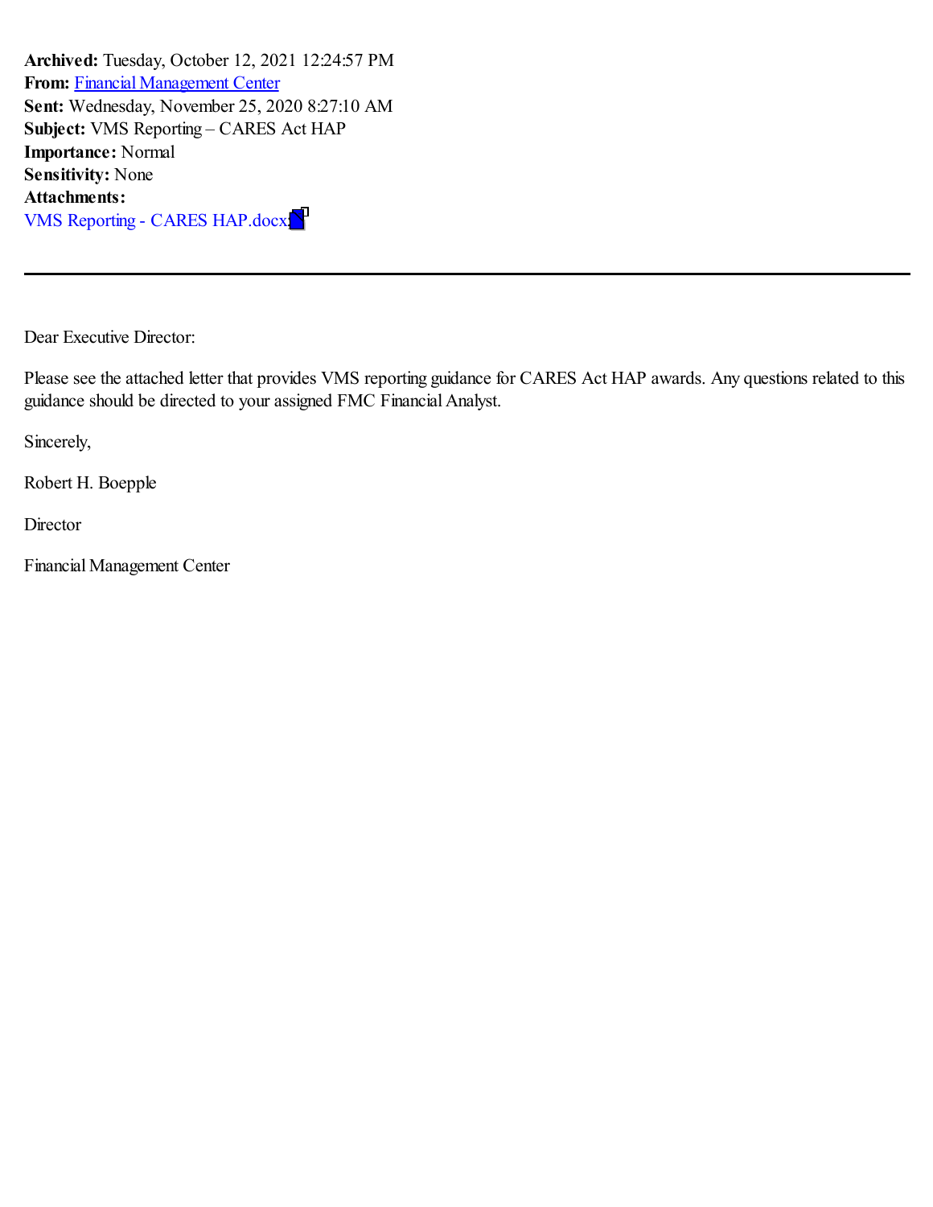**Archived:** Tuesday, October 12, 2021 12:24:57 PM
**From:** Financial Management Center
**Sent:** Wednesday, November 25, 2020 8:27:10 AM
**Subject:** VMS Reporting – CARES Act HAP
**Importance:** Normal
**Sensitivity:** None
**Attachments:**
VMS Reporting - CARES HAP.docx

---

Dear Executive Director:

Please see the attached letter that provides VMS reporting guidance for CARES Act HAP awards. Any questions related to this guidance should be directed to your assigned FMC Financial Analyst.

Sincerely,

Robert H. Boepple

Director

Financial Management Center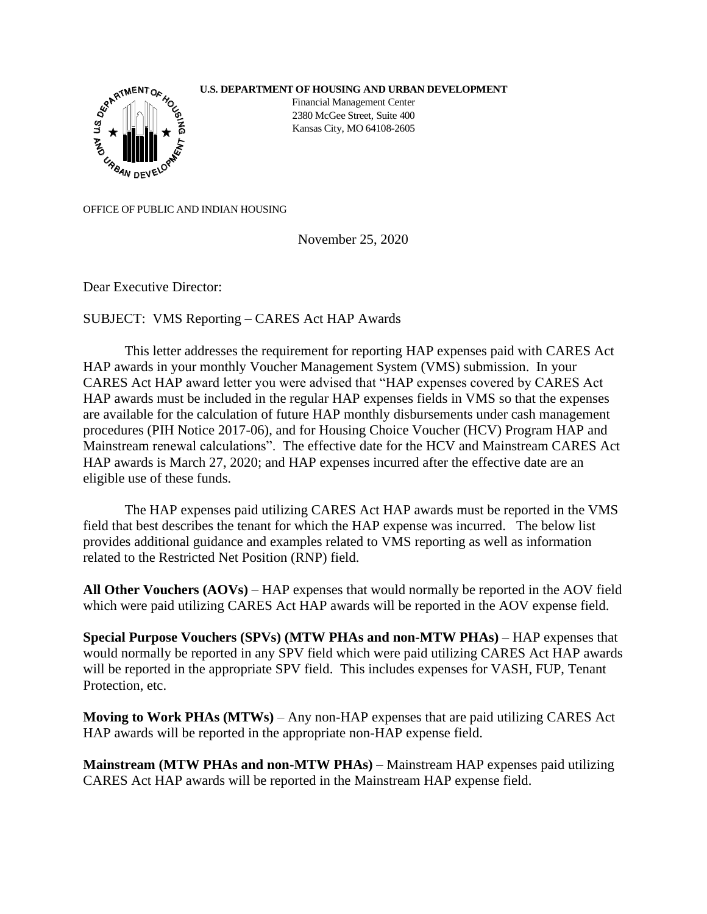**U.S. DEPARTMENT OF HOUSING AND URBAN DEVELOPMENT**

Financial Management Center
2380 McGee Street, Suite 400
Kansas City, MO 64108-2605

OFFICE OF PUBLIC AND INDIAN HOUSING

November 25, 2020

Dear Executive Director:

SUBJECT: VMS Reporting – CARES Act HAP Awards

This letter addresses the requirement for reporting HAP expenses paid with CARES Act HAP awards in your monthly Voucher Management System (VMS) submission. In your CARES Act HAP award letter you were advised that "HAP expenses covered by CARES Act HAP awards must be included in the regular HAP expenses fields in VMS so that the expenses are available for the calculation of future HAP monthly disbursements under cash management procedures (PIH Notice 2017-06), and for Housing Choice Voucher (HCV) Program HAP and Mainstream renewal calculations". The effective date for the HCV and Mainstream CARES Act HAP awards is March 27, 2020; and HAP expenses incurred after the effective date are an eligible use of these funds.

The HAP expenses paid utilizing CARES Act HAP awards must be reported in the VMS field that best describes the tenant for which the HAP expense was incurred. The below list provides additional guidance and examples related to VMS reporting as well as information related to the Restricted Net Position (RNP) field.

**All Other Vouchers (AOVs)** – HAP expenses that would normally be reported in the AOV field which were paid utilizing CARES Act HAP awards will be reported in the AOV expense field.

**Special Purpose Vouchers (SPVs) (MTW PHAs and non-MTW PHAs)** – HAP expenses that would normally be reported in any SPV field which were paid utilizing CARES Act HAP awards will be reported in the appropriate SPV field. This includes expenses for VASH, FUP, Tenant Protection, etc.

**Moving to Work PHAs (MTWs)** – Any non-HAP expenses that are paid utilizing CARES Act HAP awards will be reported in the appropriate non-HAP expense field.

**Mainstream (MTW PHAs and non-MTW PHAs)** – Mainstream HAP expenses paid utilizing CARES Act HAP awards will be reported in the Mainstream HAP expense field.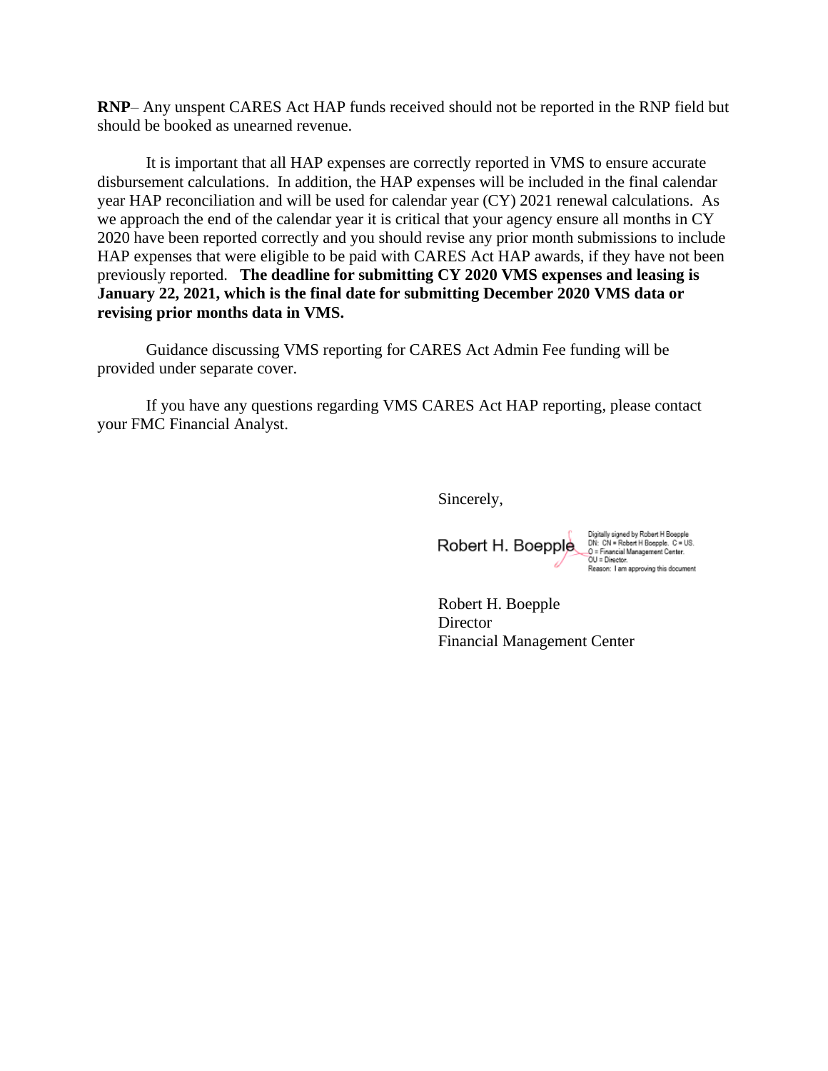**RNP**– Any unspent CARES Act HAP funds received should not be reported in the RNP field but should be booked as unearned revenue.

It is important that all HAP expenses are correctly reported in VMS to ensure accurate disbursement calculations. In addition, the HAP expenses will be included in the final calendar year HAP reconciliation and will be used for calendar year (CY) 2021 renewal calculations. As we approach the end of the calendar year it is critical that your agency ensure all months in CY 2020 have been reported correctly and you should revise any prior month submissions to include HAP expenses that were eligible to be paid with CARES Act HAP awards, if they have not been previously reported. **The deadline for submitting CY 2020 VMS expenses and leasing is January 22, 2021, which is the final date for submitting December 2020 VMS data or revising prior months data in VMS.**

Guidance discussing VMS reporting for CARES Act Admin Fee funding will be provided under separate cover.

If you have any questions regarding VMS CARES Act HAP reporting, please contact your FMC Financial Analyst.

Sincerely,

Robert H. Boepple

Digitally signed by Robert H Boepple
DN: CN = Robert H Boepple, C = US, O = Financial Management Center, OU = Director.
Reason: I am approving this document

Robert H. Boepple
Director
Financial Management Center